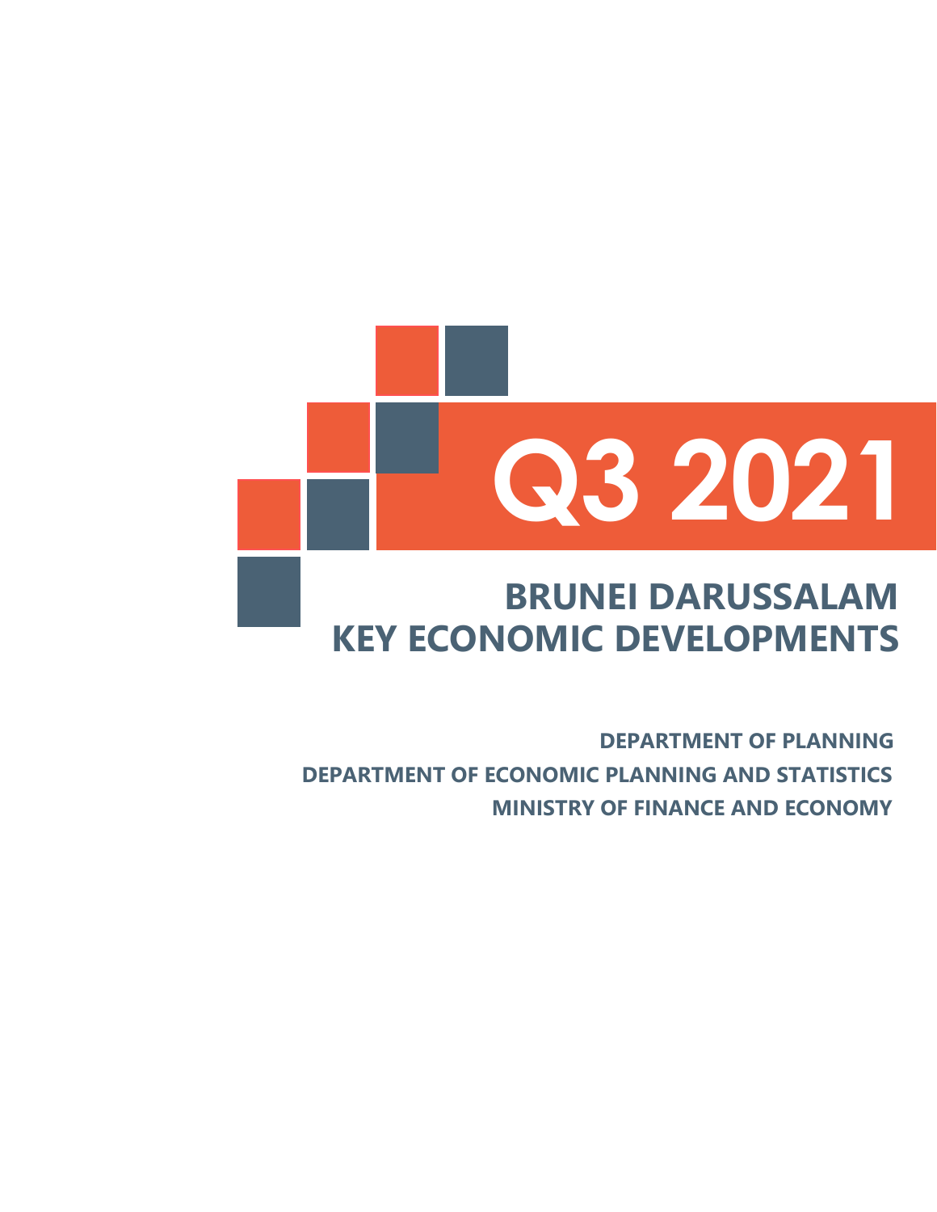# Q3 2021

## BRUNEI DARUSSALAM KEY ECONOMIC DEVELOPMENTS

**DEPARTMENT OF PLANNING**

**DEPARTMENT OF ECONOMIC PLANNING AND STATISTICS**

**MINISTRY OF FINANCE AND ECONOMY**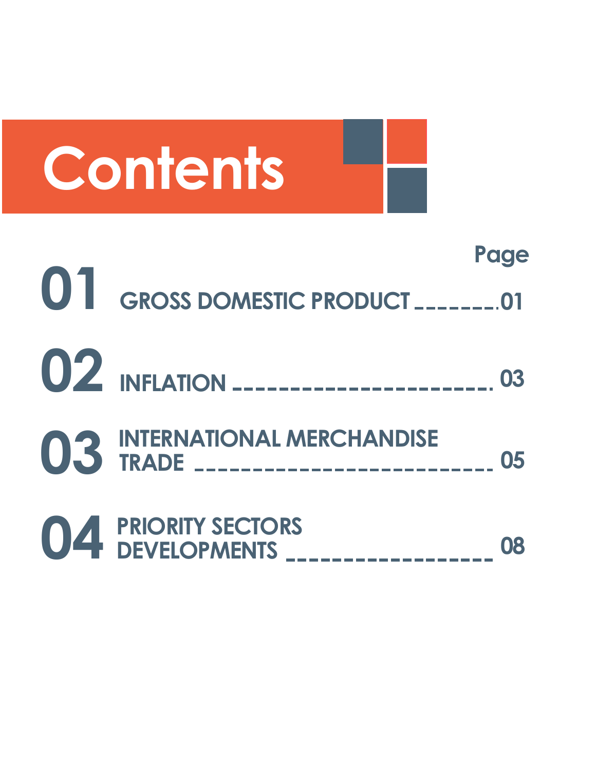# Contents

| | | Page |
|---|---|---|
| 01 | GROSS DOMESTIC PRODUCT | 01 |
| 02 | INFLATION | 03 |
| 03 | INTERNATIONAL MERCHANDISE TRADE | 05 |
| 04 | PRIORITY SECTORS DEVELOPMENTS | 08 |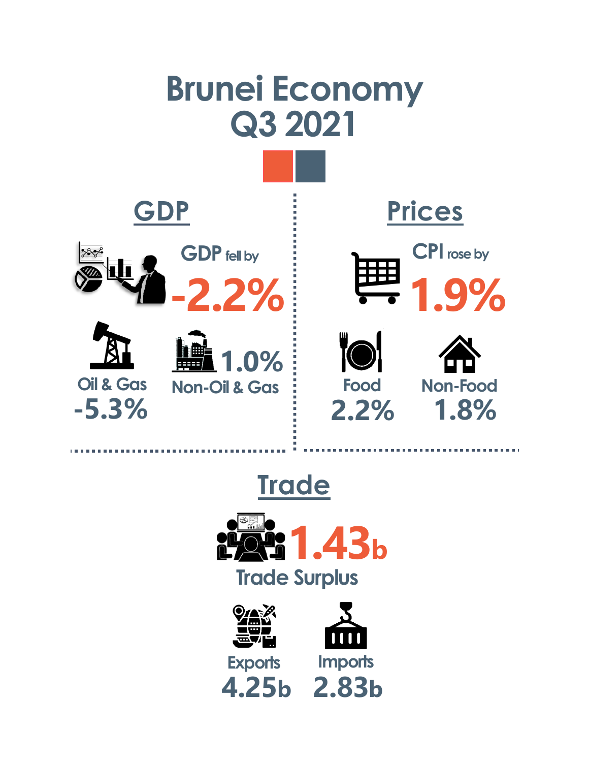# Brunei Economy Q3 2021

## GDP

GDP fell by **-2.2%**

Oil & Gas -5.3%

Non-Oil & Gas 1.0%

## Prices

CPI rose by **1.9%**

Food 2.2%

Non-Food 1.8%

## Trade

**1.43b** Trade Surplus

Exports 4.25b

Imports 2.83b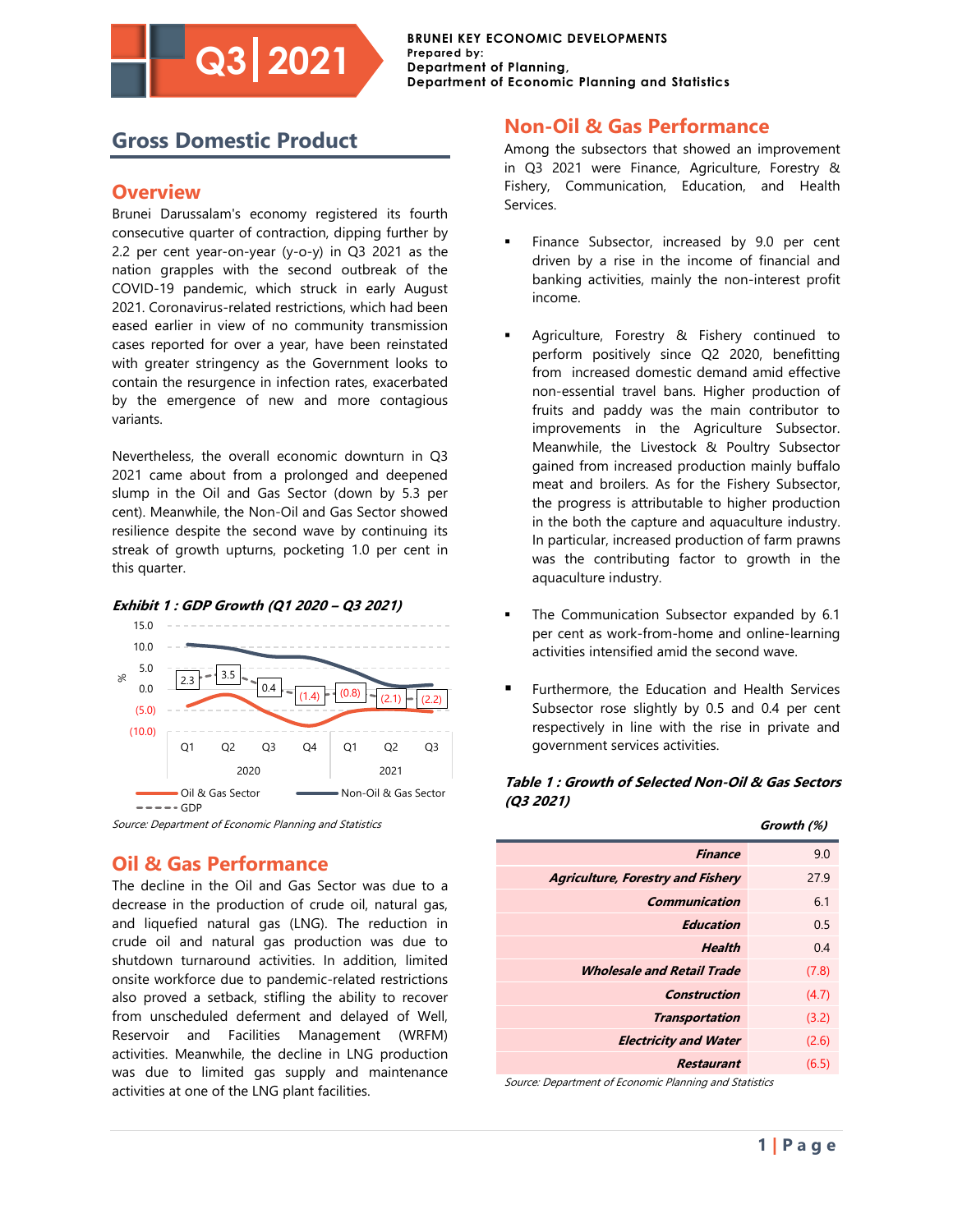**Q3 | 2021**

**BRUNEI KEY ECONOMIC DEVELOPMENTS**
**Prepared by:**
**Department of Planning,**
**Department of Economic Planning and Statistics**

# Gross Domestic Product

## Overview

Brunei Darussalam's economy registered its fourth consecutive quarter of contraction, dipping further by 2.2 per cent year-on-year (y-o-y) in Q3 2021 as the nation grapples with the second outbreak of the COVID-19 pandemic, which struck in early August 2021. Coronavirus-related restrictions, which had been eased earlier in view of no community transmission cases reported for over a year, have been reinstated with greater stringency as the Government looks to contain the resurgence in infection rates, exacerbated by the emergence of new and more contagious variants.

Nevertheless, the overall economic downturn in Q3 2021 came about from a prolonged and deepened slump in the Oil and Gas Sector (down by 5.3 per cent). Meanwhile, the Non-Oil and Gas Sector showed resilience despite the second wave by continuing its streak of growth upturns, pocketing 1.0 per cent in this quarter.

***Exhibit 1 : GDP Growth (Q1 2020 – Q3 2021)***

| | 2020 Q1 | 2020 Q2 | 2020 Q3 | 2020 Q4 | 2021 Q1 | 2021 Q2 | 2021 Q3 |
|---|---|---|---|---|---|---|---|
| GDP (%) | 2.3 | 3.5 | 0.4 | (1.4) | (0.8) | (2.1) | (2.2) |

*Series: Oil & Gas Sector; Non-Oil & Gas Sector; GDP*

*Source: Department of Economic Planning and Statistics*

## Oil & Gas Performance

The decline in the Oil and Gas Sector was due to a decrease in the production of crude oil, natural gas, and liquefied natural gas (LNG). The reduction in crude oil and natural gas production was due to shutdown turnaround activities. In addition, limited onsite workforce due to pandemic-related restrictions also proved a setback, stifling the ability to recover from unscheduled deferment and delayed of Well, Reservoir and Facilities Management (WRFM) activities. Meanwhile, the decline in LNG production was due to limited gas supply and maintenance activities at one of the LNG plant facilities.

## Non-Oil & Gas Performance

Among the subsectors that showed an improvement in Q3 2021 were Finance, Agriculture, Forestry & Fishery, Communication, Education, and Health Services.

- Finance Subsector, increased by 9.0 per cent driven by a rise in the income of financial and banking activities, mainly the non-interest profit income.
- Agriculture, Forestry & Fishery continued to perform positively since Q2 2020, benefitting from increased domestic demand amid effective non-essential travel bans. Higher production of fruits and paddy was the main contributor to improvements in the Agriculture Subsector. Meanwhile, the Livestock & Poultry Subsector gained from increased production mainly buffalo meat and broilers. As for the Fishery Subsector, the progress is attributable to higher production in the both the capture and aquaculture industry. In particular, increased production of farm prawns was the contributing factor to growth in the aquaculture industry.
- The Communication Subsector expanded by 6.1 per cent as work-from-home and online-learning activities intensified amid the second wave.
- Furthermore, the Education and Health Services Subsector rose slightly by 0.5 and 0.4 per cent respectively in line with the rise in private and government services activities.

***Table 1 : Growth of Selected Non-Oil & Gas Sectors (Q3 2021)***

| | ***Growth (%)*** |
|---|---|
| ***Finance*** | 9.0 |
| ***Agriculture, Forestry and Fishery*** | 27.9 |
| ***Communication*** | 6.1 |
| ***Education*** | 0.5 |
| ***Health*** | 0.4 |
| ***Wholesale and Retail Trade*** | (7.8) |
| ***Construction*** | (4.7) |
| ***Transportation*** | (3.2) |
| ***Electricity and Water*** | (2.6) |
| ***Restaurant*** | (6.5) |

*Source: Department of Economic Planning and Statistics*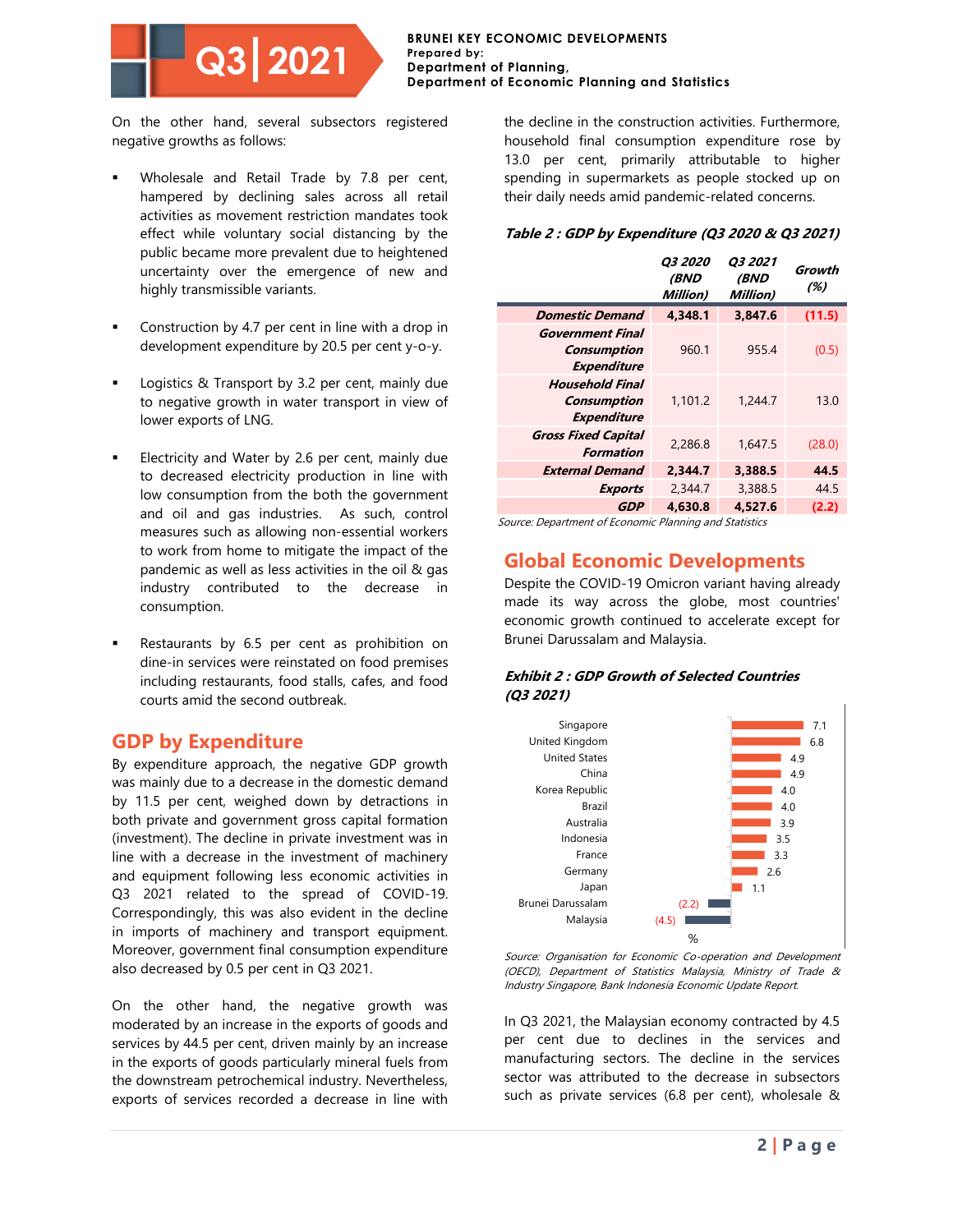On the other hand, several subsectors registered negative growths as follows:

- Wholesale and Retail Trade by 7.8 per cent, hampered by declining sales across all retail activities as movement restriction mandates took effect while voluntary social distancing by the public became more prevalent due to heightened uncertainty over the emergence of new and highly transmissible variants.
- Construction by 4.7 per cent in line with a drop in development expenditure by 20.5 per cent y-o-y.
- Logistics & Transport by 3.2 per cent, mainly due to negative growth in water transport in view of lower exports of LNG.
- Electricity and Water by 2.6 per cent, mainly due to decreased electricity production in line with low consumption from the both the government and oil and gas industries. As such, control measures such as allowing non-essential workers to work from home to mitigate the impact of the pandemic as well as less activities in the oil & gas industry contributed to the decrease in consumption.
- Restaurants by 6.5 per cent as prohibition on dine-in services were reinstated on food premises including restaurants, food stalls, cafes, and food courts amid the second outbreak.

## GDP by Expenditure

By expenditure approach, the negative GDP growth was mainly due to a decrease in the domestic demand by 11.5 per cent, weighed down by detractions in both private and government gross capital formation (investment). The decline in private investment was in line with a decrease in the investment of machinery and equipment following less economic activities in Q3 2021 related to the spread of COVID-19. Correspondingly, this was also evident in the decline in imports of machinery and transport equipment. Moreover, government final consumption expenditure also decreased by 0.5 per cent in Q3 2021.

On the other hand, the negative growth was moderated by an increase in the exports of goods and services by 44.5 per cent, driven mainly by an increase in the exports of goods particularly mineral fuels from the downstream petrochemical industry. Nevertheless, exports of services recorded a decrease in line with the decline in the construction activities. Furthermore, household final consumption expenditure rose by 13.0 per cent, primarily attributable to higher spending in supermarkets as people stocked up on their daily needs amid pandemic-related concerns.

***Table 2 : GDP by Expenditure (Q3 2020 & Q3 2021)***

| | Q3 2020 (BND Million) | Q3 2021 (BND Million) | Growth (%) |
|---|---|---|---|
| **Domestic Demand** | **4,348.1** | **3,847.6** | **(11.5)** |
| Government Final Consumption Expenditure | 960.1 | 955.4 | (0.5) |
| Household Final Consumption Expenditure | 1,101.2 | 1,244.7 | 13.0 |
| Gross Fixed Capital Formation | 2,286.8 | 1,647.5 | (28.0) |
| **External Demand** | **2,344.7** | **3,388.5** | **44.5** |
| Exports | 2,344.7 | 3,388.5 | 44.5 |
| **GDP** | **4,630.8** | **4,527.6** | **(2.2)** |

*Source: Department of Economic Planning and Statistics*

## Global Economic Developments

Despite the COVID-19 Omicron variant having already made its way across the globe, most countries' economic growth continued to accelerate except for Brunei Darussalam and Malaysia.

***Exhibit 2 : GDP Growth of Selected Countries (Q3 2021)***

| Country | % |
|---|---|
| Singapore | 7.1 |
| United Kingdom | 6.8 |
| United States | 4.9 |
| China | 4.9 |
| Korea Republic | 4.0 |
| Brazil | 4.0 |
| Australia | 3.9 |
| Indonesia | 3.5 |
| France | 3.3 |
| Germany | 2.6 |
| Japan | 1.1 |
| Brunei Darussalam | (2.2) |
| Malaysia | (4.5) |

*Source: Organisation for Economic Co-operation and Development (OECD), Department of Statistics Malaysia, Ministry of Trade & Industry Singapore, Bank Indonesia Economic Update Report.*

In Q3 2021, the Malaysian economy contracted by 4.5 per cent due to declines in the services and manufacturing sectors. The decline in the services sector was attributed to the decrease in subsectors such as private services (6.8 per cent), wholesale &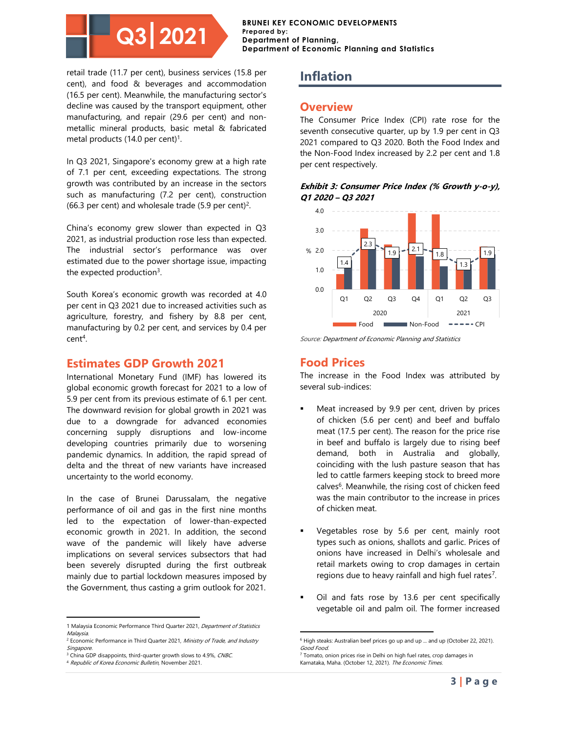retail trade (11.7 per cent), business services (15.8 per cent), and food & beverages and accommodation (16.5 per cent). Meanwhile, the manufacturing sector's decline was caused by the transport equipment, other manufacturing, and repair (29.6 per cent) and non-metallic mineral products, basic metal & fabricated metal products (14.0 per cent)[1].

In Q3 2021, Singapore's economy grew at a high rate of 7.1 per cent, exceeding expectations. The strong growth was contributed by an increase in the sectors such as manufacturing (7.2 per cent), construction (66.3 per cent) and wholesale trade (5.9 per cent)[2].

China's economy grew slower than expected in Q3 2021, as industrial production rose less than expected. The industrial sector's performance was over estimated due to the power shortage issue, impacting the expected production[3].

South Korea's economic growth was recorded at 4.0 per cent in Q3 2021 due to increased activities such as agriculture, forestry, and fishery by 8.8 per cent, manufacturing by 0.2 per cent, and services by 0.4 per cent[4].

## Estimates GDP Growth 2021

International Monetary Fund (IMF) has lowered its global economic growth forecast for 2021 to a low of 5.9 per cent from its previous estimate of 6.1 per cent. The downward revision for global growth in 2021 was due to a downgrade for advanced economies concerning supply disruptions and low-income developing countries primarily due to worsening pandemic dynamics. In addition, the rapid spread of delta and the threat of new variants have increased uncertainty to the world economy.

In the case of Brunei Darussalam, the negative performance of oil and gas in the first nine months led to the expectation of lower-than-expected economic growth in 2021. In addition, the second wave of the pandemic will likely have adverse implications on several services subsectors that had been severely disrupted during the first outbreak mainly due to partial lockdown measures imposed by the Government, thus casting a grim outlook for 2021.

# Inflation

## Overview

The Consumer Price Index (CPI) rate rose for the seventh consecutive quarter, up by 1.9 per cent in Q3 2021 compared to Q3 2020. Both the Food Index and the Non-Food Index increased by 2.2 per cent and 1.8 per cent respectively.

***Exhibit 3: Consumer Price Index (% Growth y-o-y), Q1 2020 – Q3 2021***

| | Q1 2020 | Q2 2020 | Q3 2020 | Q4 2020 | Q1 2021 | Q2 2021 | Q3 2021 |
|---|---|---|---|---|---|---|---|
| CPI (%) | 1.4 | 2.3 | 1.9 | 2.1 | 1.8 | 1.3 | 1.9 |

*Source: Department of Economic Planning and Statistics*

## Food Prices

The increase in the Food Index was attributed by several sub-indices:

- Meat increased by 9.9 per cent, driven by prices of chicken (5.6 per cent) and beef and buffalo meat (17.5 per cent). The reason for the price rise in beef and buffalo is largely due to rising beef demand, both in Australia and globally, coinciding with the lush pasture season that has led to cattle farmers keeping stock to breed more calves[6]. Meanwhile, the rising cost of chicken feed was the main contributor to the increase in prices of chicken meat.

- Vegetables rose by 5.6 per cent, mainly root types such as onions, shallots and garlic. Prices of onions have increased in Delhi's wholesale and retail markets owing to crop damages in certain regions due to heavy rainfall and high fuel rates[7].

- Oil and fats rose by 13.6 per cent specifically vegetable oil and palm oil. The former increased

---

[1] Malaysia Economic Performance Third Quarter 2021, *Department of Statistics Malaysia*.
[2] Economic Performance in Third Quarter 2021, *Ministry of Trade, and Industry Singapore*.
[3] China GDP disappoints, third-quarter growth slows to 4.9%, *CNBC*.
[4] *Republic of Korea Economic Bulletin*, November 2021.

[6] High steaks: Australian beef prices go up and up … and up (October 22, 2021). *Good Food*.
[7] Tomato, onion prices rise in Delhi on high fuel rates, crop damages in Karnataka, Maha. (October 12, 2021). *The Economic Times*.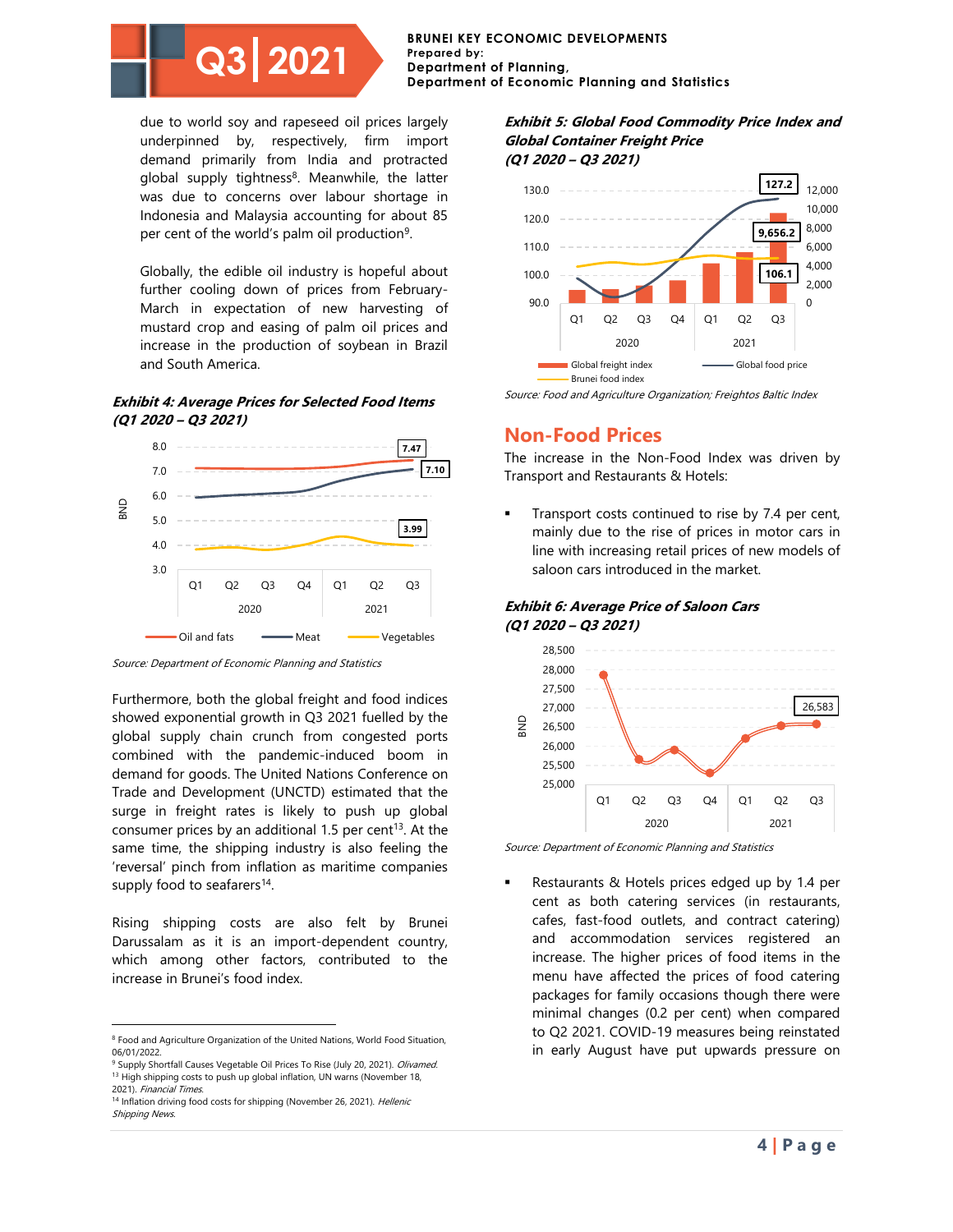due to world soy and rapeseed oil prices largely underpinned by, respectively, firm import demand primarily from India and protracted global supply tightness[8]. Meanwhile, the latter was due to concerns over labour shortage in Indonesia and Malaysia accounting for about 85 per cent of the world's palm oil production[9].

Globally, the edible oil industry is hopeful about further cooling down of prices from February-March in expectation of new harvesting of mustard crop and easing of palm oil prices and increase in the production of soybean in Brazil and South America.

***Exhibit 4: Average Prices for Selected Food Items (Q1 2020 – Q3 2021)***

Source: Department of Economic Planning and Statistics

Furthermore, both the global freight and food indices showed exponential growth in Q3 2021 fuelled by the global supply chain crunch from congested ports combined with the pandemic-induced boom in demand for goods. The United Nations Conference on Trade and Development (UNCTD) estimated that the surge in freight rates is likely to push up global consumer prices by an additional 1.5 per cent[13]. At the same time, the shipping industry is also feeling the 'reversal' pinch from inflation as maritime companies supply food to seafarers[14].

Rising shipping costs are also felt by Brunei Darussalam as it is an import-dependent country, which among other factors, contributed to the increase in Brunei's food index.

***Exhibit 5: Global Food Commodity Price Index and Global Container Freight Price (Q1 2020 – Q3 2021)***

Source: Food and Agriculture Organization; Freightos Baltic Index

## Non-Food Prices

The increase in the Non-Food Index was driven by Transport and Restaurants & Hotels:

- Transport costs continued to rise by 7.4 per cent, mainly due to the rise of prices in motor cars in line with increasing retail prices of new models of saloon cars introduced in the market.

***Exhibit 6: Average Price of Saloon Cars (Q1 2020 – Q3 2021)***

Source: Department of Economic Planning and Statistics

- Restaurants & Hotels prices edged up by 1.4 per cent as both catering services (in restaurants, cafes, fast-food outlets, and contract catering) and accommodation services registered an increase. The higher prices of food items in the menu have affected the prices of food catering packages for family occasions though there were minimal changes (0.2 per cent) when compared to Q2 2021. COVID-19 measures being reinstated in early August have put upwards pressure on

---

[8] Food and Agriculture Organization of the United Nations, World Food Situation, 06/01/2022.

[9] Supply Shortfall Causes Vegetable Oil Prices To Rise (July 20, 2021). *Olivamed.*

[13] High shipping costs to push up global inflation, UN warns (November 18, 2021). *Financial Times.*

[14] Inflation driving food costs for shipping (November 26, 2021). *Hellenic Shipping News.*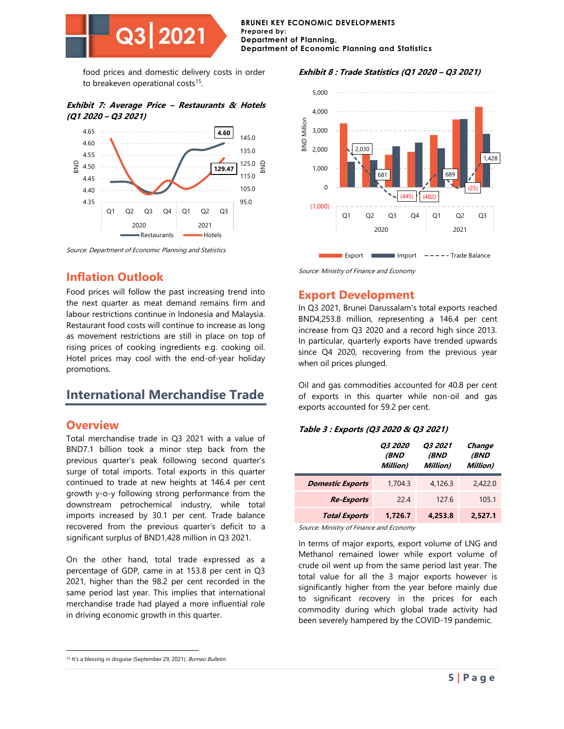food prices and domestic delivery costs in order to breakeven operational costs[15].

*Exhibit 7: Average Price – Restaurants & Hotels (Q1 2020 – Q3 2021)*

Source: Department of Economic Planning and Statistics

## Inflation Outlook

Food prices will follow the past increasing trend into the next quarter as meat demand remains firm and labour restrictions continue in Indonesia and Malaysia. Restaurant food costs will continue to increase as long as movement restrictions are still in place on top of rising prices of cooking ingredients e.g. cooking oil. Hotel prices may cool with the end-of-year holiday promotions.

# International Merchandise Trade

## Overview

Total merchandise trade in Q3 2021 with a value of BND7.1 billion took a minor step back from the previous quarter's peak following second quarter's surge of total imports. Total exports in this quarter continued to trade at new heights at 146.4 per cent growth y-o-y following strong performance from the downstream petrochemical industry, while total imports increased by 30.1 per cent. Trade balance recovered from the previous quarter's deficit to a significant surplus of BND1,428 million in Q3 2021.

On the other hand, total trade expressed as a percentage of GDP, came in at 153.8 per cent in Q3 2021, higher than the 98.2 per cent recorded in the same period last year. This implies that international merchandise trade had played a more influential role in driving economic growth in this quarter.

*Exhibit 8 : Trade Statistics (Q1 2020 – Q3 2021)*

Source: Ministry of Finance and Economy

## Export Development

In Q3 2021, Brunei Darussalam's total exports reached BND4,253.8 million, representing a 146.4 per cent increase from Q3 2020 and a record high since 2013. In particular, quarterly exports have trended upwards since Q4 2020, recovering from the previous year when oil prices plunged.

Oil and gas commodities accounted for 40.8 per cent of exports in this quarter while non-oil and gas exports accounted for 59.2 per cent.

*Table 3 : Exports (Q3 2020 & Q3 2021)*

| | Q3 2020 (BND Million) | Q3 2021 (BND Million) | Change (BND Million) |
|---|---|---|---|
| **Domestic Exports** | 1,704.3 | 4,126.3 | 2,422.0 |
| **Re-Exports** | 22.4 | 127.6 | 105.1 |
| **Total Exports** | **1,726.7** | **4,253.8** | **2,527.1** |

Source: Ministry of Finance and Economy

In terms of major exports, export volume of LNG and Methanol remained lower while export volume of crude oil went up from the same period last year. The total value for all the 3 major exports however is significantly higher from the year before mainly due to significant recovery in the prices for each commodity during which global trade activity had been severely hampered by the COVID-19 pandemic.

[15] It's a blessing in disguise (September 29, 2021). *Borneo Bulletin.*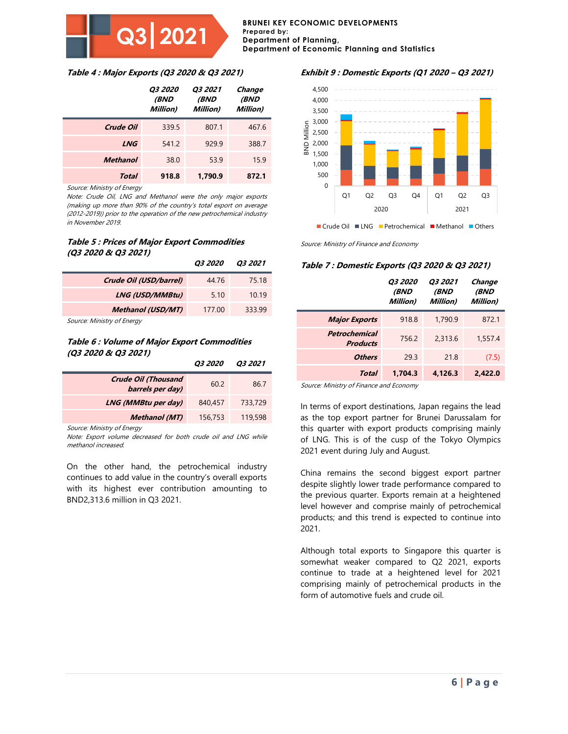### *Table 4 : Major Exports (Q3 2020 & Q3 2021)*

| | Q3 2020 (BND Million) | Q3 2021 (BND Million) | Change (BND Million) |
|---|---|---|---|
| **Crude Oil** | 339.5 | 807.1 | 467.6 |
| **LNG** | 541.2 | 929.9 | 388.7 |
| **Methanol** | 38.0 | 53.9 | 15.9 |
| **Total** | **918.8** | **1,790.9** | **872.1** |

*Source: Ministry of Energy*

*Note: Crude Oil, LNG and Methanol were the only major exports (making up more than 90% of the country's total export on average (2012-2019)) prior to the operation of the new petrochemical industry in November 2019.*

### *Table 5 : Prices of Major Export Commodities (Q3 2020 & Q3 2021)*

| | Q3 2020 | Q3 2021 |
|---|---|---|
| **Crude Oil (USD/barrel)** | 44.76 | 75.18 |
| **LNG (USD/MMBtu)** | 5.10 | 10.19 |
| **Methanol (USD/MT)** | 177.00 | 333.99 |

*Source: Ministry of Energy*

### *Table 6 : Volume of Major Export Commodities (Q3 2020 & Q3 2021)*

| | Q3 2020 | Q3 2021 |
|---|---|---|
| **Crude Oil (Thousand barrels per day)** | 60.2 | 86.7 |
| **LNG (MMBtu per day)** | 840,457 | 733,729 |
| **Methanol (MT)** | 156,753 | 119,598 |

*Source: Ministry of Energy*

*Note: Export volume decreased for both crude oil and LNG while methanol increased.*

On the other hand, the petrochemical industry continues to add value in the country's overall exports with its highest ever contribution amounting to BND2,313.6 million in Q3 2021.

### *Exhibit 9 : Domestic Exports (Q1 2020 – Q3 2021)*

*Source: Ministry of Finance and Economy*

### *Table 7 : Domestic Exports (Q3 2020 & Q3 2021)*

| | Q3 2020 (BND Million) | Q3 2021 (BND Million) | Change (BND Million) |
|---|---|---|---|
| **Major Exports** | 918.8 | 1,790.9 | 872.1 |
| **Petrochemical Products** | 756.2 | 2,313.6 | 1,557.4 |
| **Others** | 29.3 | 21.8 | (7.5) |
| **Total** | **1,704.3** | **4,126.3** | **2,422.0** |

*Source: Ministry of Finance and Economy*

In terms of export destinations, Japan regains the lead as the top export partner for Brunei Darussalam for this quarter with export products comprising mainly of LNG. This is of the cusp of the Tokyo Olympics 2021 event during July and August.

China remains the second biggest export partner despite slightly lower trade performance compared to the previous quarter. Exports remain at a heightened level however and comprise mainly of petrochemical products; and this trend is expected to continue into 2021.

Although total exports to Singapore this quarter is somewhat weaker compared to Q2 2021, exports continue to trade at a heightened level for 2021 comprising mainly of petrochemical products in the form of automotive fuels and crude oil.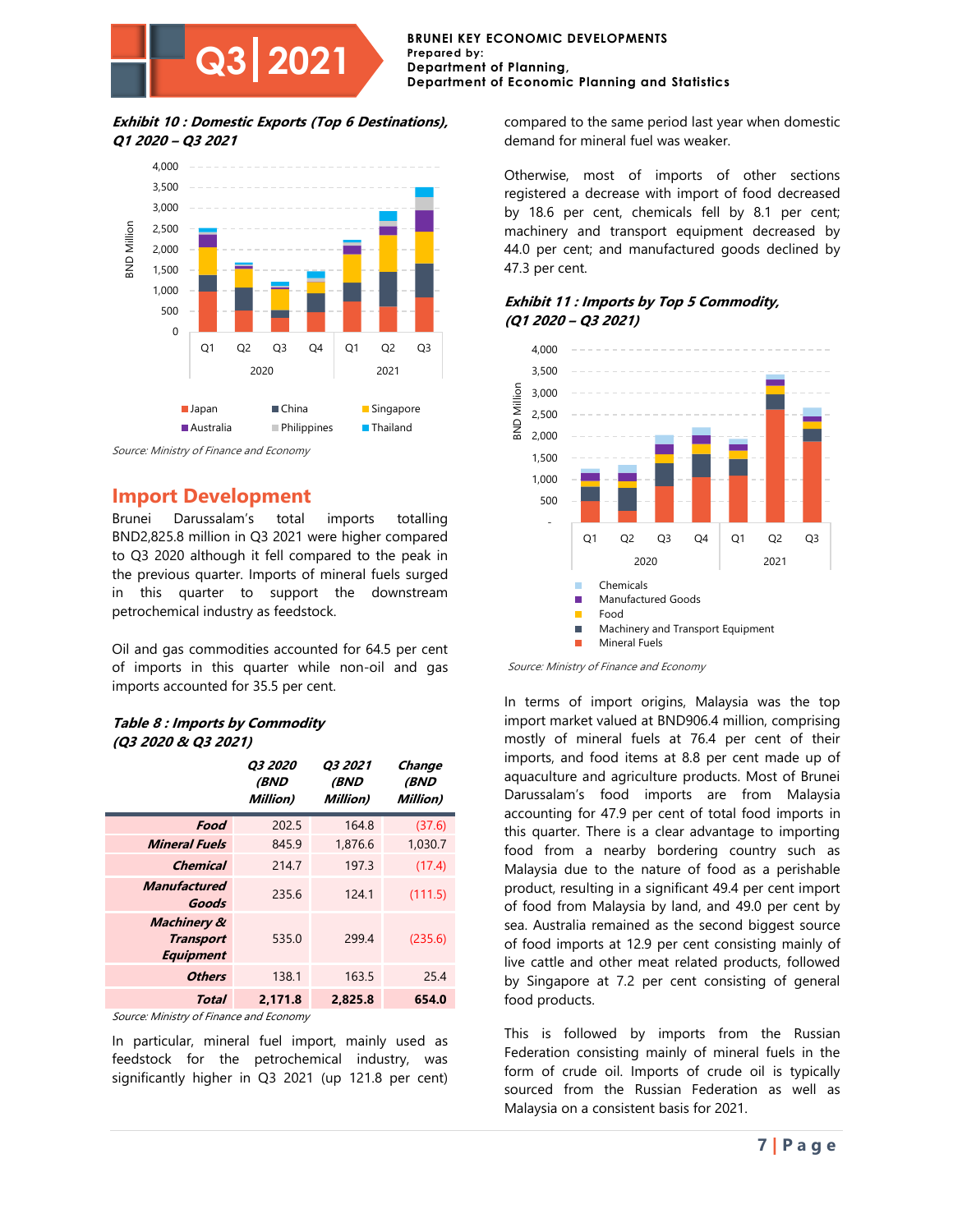***Exhibit 10 : Domestic Exports (Top 6 Destinations), Q1 2020 – Q3 2021***

*Source: Ministry of Finance and Economy*

## Import Development

Brunei Darussalam's total imports totalling BND2,825.8 million in Q3 2021 were higher compared to Q3 2020 although it fell compared to the peak in the previous quarter. Imports of mineral fuels surged in this quarter to support the downstream petrochemical industry as feedstock.

Oil and gas commodities accounted for 64.5 per cent of imports in this quarter while non-oil and gas imports accounted for 35.5 per cent.

***Table 8 : Imports by Commodity (Q3 2020 & Q3 2021)***

| | *Q3 2020 (BND Million)* | *Q3 2021 (BND Million)* | *Change (BND Million)* |
|---|---|---|---|
| ***Food*** | 202.5 | 164.8 | (37.6) |
| ***Mineral Fuels*** | 845.9 | 1,876.6 | 1,030.7 |
| ***Chemical*** | 214.7 | 197.3 | (17.4) |
| ***Manufactured Goods*** | 235.6 | 124.1 | (111.5) |
| ***Machinery & Transport Equipment*** | 535.0 | 299.4 | (235.6) |
| ***Others*** | 138.1 | 163.5 | 25.4 |
| ***Total*** | **2,171.8** | **2,825.8** | **654.0** |

*Source: Ministry of Finance and Economy*

In particular, mineral fuel import, mainly used as feedstock for the petrochemical industry, was significantly higher in Q3 2021 (up 121.8 per cent) compared to the same period last year when domestic demand for mineral fuel was weaker.

Otherwise, most of imports of other sections registered a decrease with import of food decreased by 18.6 per cent, chemicals fell by 8.1 per cent; machinery and transport equipment decreased by 44.0 per cent; and manufactured goods declined by 47.3 per cent.

***Exhibit 11 : Imports by Top 5 Commodity, (Q1 2020 – Q3 2021)***

*Source: Ministry of Finance and Economy*

In terms of import origins, Malaysia was the top import market valued at BND906.4 million, comprising mostly of mineral fuels at 76.4 per cent of their imports, and food items at 8.8 per cent made up of aquaculture and agriculture products. Most of Brunei Darussalam's food imports are from Malaysia accounting for 47.9 per cent of total food imports in this quarter. There is a clear advantage to importing food from a nearby bordering country such as Malaysia due to the nature of food as a perishable product, resulting in a significant 49.4 per cent import of food from Malaysia by land, and 49.0 per cent by sea. Australia remained as the second biggest source of food imports at 12.9 per cent consisting mainly of live cattle and other meat related products, followed by Singapore at 7.2 per cent consisting of general food products.

This is followed by imports from the Russian Federation consisting mainly of mineral fuels in the form of crude oil. Imports of crude oil is typically sourced from the Russian Federation as well as Malaysia on a consistent basis for 2021.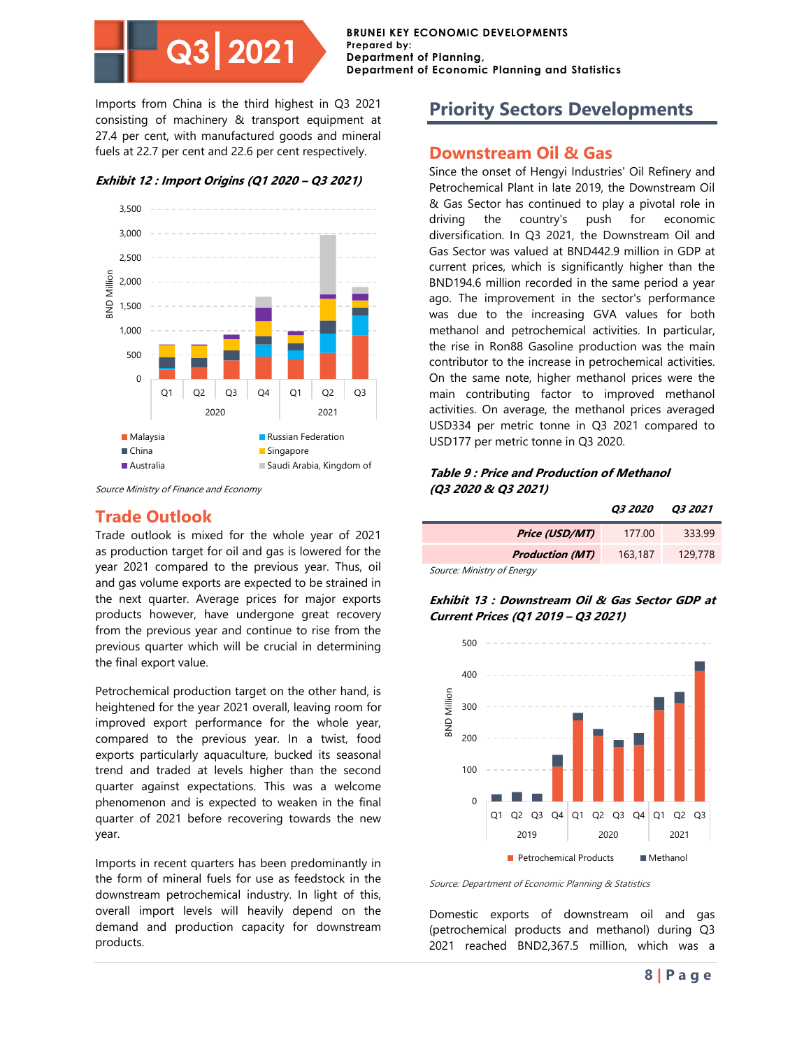Imports from China is the third highest in Q3 2021 consisting of machinery & transport equipment at 27.4 per cent, with manufactured goods and mineral fuels at 22.7 per cent and 22.6 per cent respectively.

***Exhibit 12 : Import Origins (Q1 2020 – Q3 2021)***

*Source Ministry of Finance and Economy*

## Trade Outlook

Trade outlook is mixed for the whole year of 2021 as production target for oil and gas is lowered for the year 2021 compared to the previous year. Thus, oil and gas volume exports are expected to be strained in the next quarter. Average prices for major exports products however, have undergone great recovery from the previous year and continue to rise from the previous quarter which will be crucial in determining the final export value.

Petrochemical production target on the other hand, is heightened for the year 2021 overall, leaving room for improved export performance for the whole year, compared to the previous year. In a twist, food exports particularly aquaculture, bucked its seasonal trend and traded at levels higher than the second quarter against expectations. This was a welcome phenomenon and is expected to weaken in the final quarter of 2021 before recovering towards the new year.

Imports in recent quarters has been predominantly in the form of mineral fuels for use as feedstock in the downstream petrochemical industry. In light of this, overall import levels will heavily depend on the demand and production capacity for downstream products.

# Priority Sectors Developments

## Downstream Oil & Gas

Since the onset of Hengyi Industries' Oil Refinery and Petrochemical Plant in late 2019, the Downstream Oil & Gas Sector has continued to play a pivotal role in driving the country's push for economic diversification. In Q3 2021, the Downstream Oil and Gas Sector was valued at BND442.9 million in GDP at current prices, which is significantly higher than the BND194.6 million recorded in the same period a year ago. The improvement in the sector's performance was due to the increasing GVA values for both methanol and petrochemical activities. In particular, the rise in Ron88 Gasoline production was the main contributor to the increase in petrochemical activities. On the same note, higher methanol prices were the main contributing factor to improved methanol activities. On average, the methanol prices averaged USD334 per metric tonne in Q3 2021 compared to USD177 per metric tonne in Q3 2020.

***Table 9 : Price and Production of Methanol (Q3 2020 & Q3 2021)***

| | ***Q3 2020*** | ***Q3 2021*** |
|---|---|---|
| ***Price (USD/MT)*** | 177.00 | 333.99 |
| ***Production (MT)*** | 163,187 | 129,778 |

*Source: Ministry of Energy*

***Exhibit 13 : Downstream Oil & Gas Sector GDP at Current Prices (Q1 2019 – Q3 2021)***

*Source: Department of Economic Planning & Statistics*

Domestic exports of downstream oil and gas (petrochemical products and methanol) during Q3 2021 reached BND2,367.5 million, which was a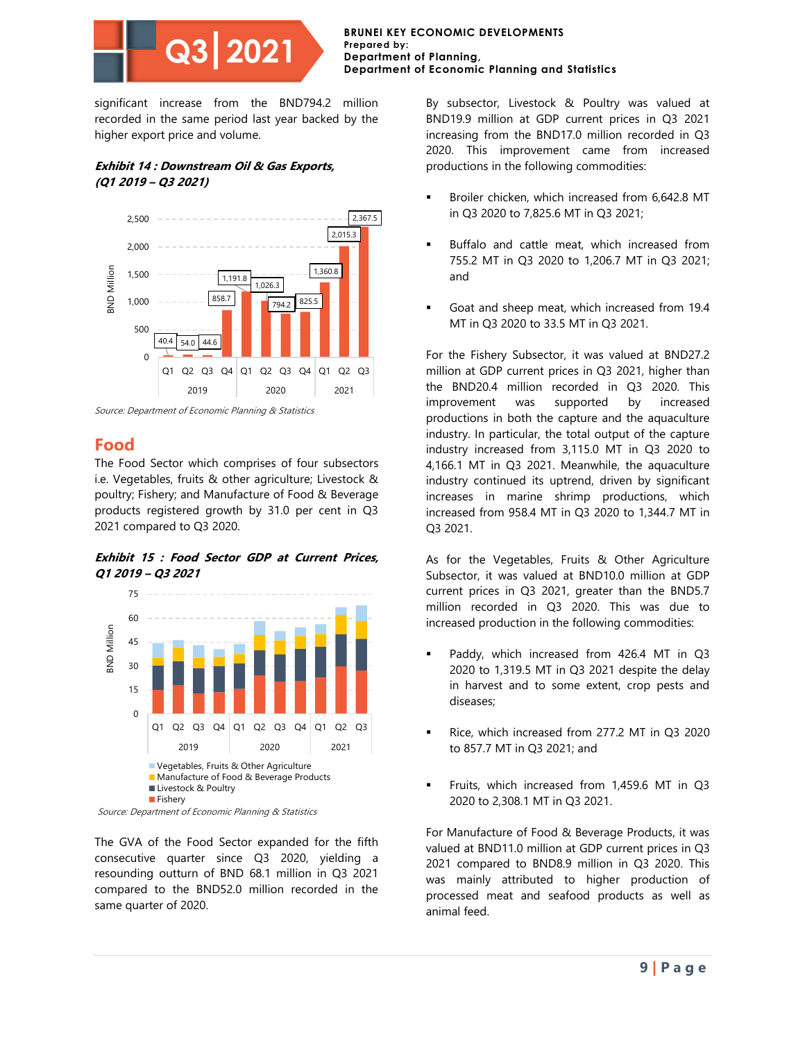significant increase from the BND794.2 million recorded in the same period last year backed by the higher export price and volume.

***Exhibit 14 : Downstream Oil & Gas Exports, (Q1 2019 – Q3 2021)***

| Year | Quarter | BND Million |
|---|---|---|
| 2019 | Q1 | 40.4 |
| | Q2 | 54.0 |
| | Q3 | 44.6 |
| | Q4 | 858.7 |
| 2020 | Q1 | 1,191.8 |
| | Q2 | 1,026.3 |
| | Q3 | 794.2 |
| | Q4 | 825.5 |
| 2021 | Q1 | 1,360.8 |
| | Q2 | 2,015.3 |
| | Q3 | 2,367.5 |

*Source: Department of Economic Planning & Statistics*

## Food

The Food Sector which comprises of four subsectors i.e. Vegetables, fruits & other agriculture; Livestock & poultry; Fishery; and Manufacture of Food & Beverage products registered growth by 31.0 per cent in Q3 2021 compared to Q3 2020.

***Exhibit 15 : Food Sector GDP at Current Prices, Q1 2019 – Q3 2021***

Legend: Vegetables, Fruits & Other Agriculture; Manufacture of Food & Beverage Products; Livestock & Poultry; Fishery (BND Million, Q1 2019 – Q3 2021)

*Source: Department of Economic Planning & Statistics*

The GVA of the Food Sector expanded for the fifth consecutive quarter since Q3 2020, yielding a resounding outturn of BND 68.1 million in Q3 2021 compared to the BND52.0 million recorded in the same quarter of 2020.

By subsector, Livestock & Poultry was valued at BND19.9 million at GDP current prices in Q3 2021 increasing from the BND17.0 million recorded in Q3 2020. This improvement came from increased productions in the following commodities:

- Broiler chicken, which increased from 6,642.8 MT in Q3 2020 to 7,825.6 MT in Q3 2021;
- Buffalo and cattle meat, which increased from 755.2 MT in Q3 2020 to 1,206.7 MT in Q3 2021; and
- Goat and sheep meat, which increased from 19.4 MT in Q3 2020 to 33.5 MT in Q3 2021.

For the Fishery Subsector, it was valued at BND27.2 million at GDP current prices in Q3 2021, higher than the BND20.4 million recorded in Q3 2020. This improvement was supported by increased productions in both the capture and the aquaculture industry. In particular, the total output of the capture industry increased from 3,115.0 MT in Q3 2020 to 4,166.1 MT in Q3 2021. Meanwhile, the aquaculture industry continued its uptrend, driven by significant increases in marine shrimp productions, which increased from 958.4 MT in Q3 2020 to 1,344.7 MT in Q3 2021.

As for the Vegetables, Fruits & Other Agriculture Subsector, it was valued at BND10.0 million at GDP current prices in Q3 2021, greater than the BND5.7 million recorded in Q3 2020. This was due to increased production in the following commodities:

- Paddy, which increased from 426.4 MT in Q3 2020 to 1,319.5 MT in Q3 2021 despite the delay in harvest and to some extent, crop pests and diseases;
- Rice, which increased from 277.2 MT in Q3 2020 to 857.7 MT in Q3 2021; and
- Fruits, which increased from 1,459.6 MT in Q3 2020 to 2,308.1 MT in Q3 2021.

For Manufacture of Food & Beverage Products, it was valued at BND11.0 million at GDP current prices in Q3 2021 compared to BND8.9 million in Q3 2020. This was mainly attributed to higher production of processed meat and seafood products as well as animal feed.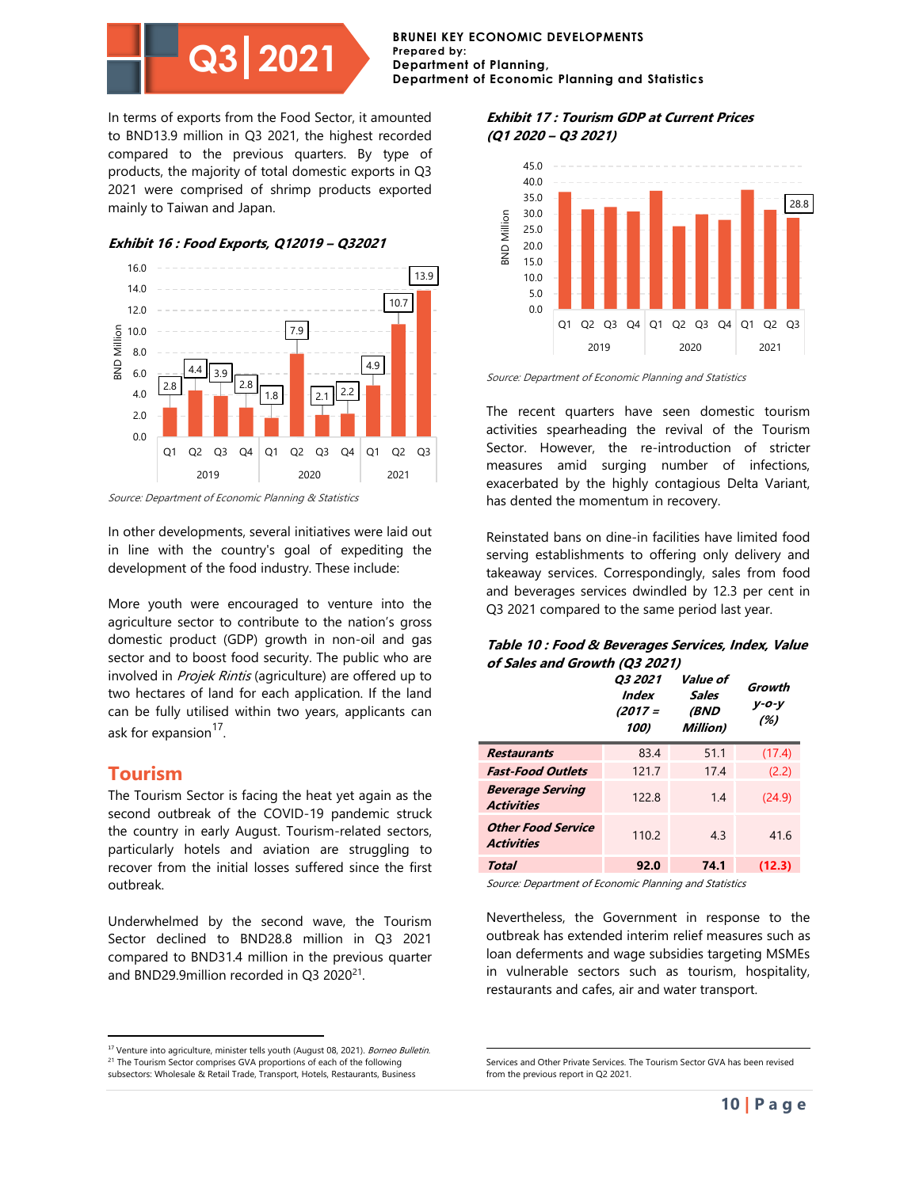In terms of exports from the Food Sector, it amounted to BND13.9 million in Q3 2021, the highest recorded compared to the previous quarters. By type of products, the majority of total domestic exports in Q3 2021 were comprised of shrimp products exported mainly to Taiwan and Japan.

***Exhibit 16 : Food Exports, Q12019 – Q32021***

| Year | Quarter | BND Million |
|---|---|---|
| 2019 | Q1 | 2.8 |
| 2019 | Q2 | 4.4 |
| 2019 | Q3 | 3.9 |
| 2019 | Q4 | 2.8 |
| 2020 | Q1 | 1.8 |
| 2020 | Q2 | 7.9 |
| 2020 | Q3 | 2.1 |
| 2020 | Q4 | 2.2 |
| 2021 | Q1 | 4.9 |
| 2021 | Q2 | 10.7 |
| 2021 | Q3 | 13.9 |

*Source: Department of Economic Planning & Statistics*

In other developments, several initiatives were laid out in line with the country's goal of expediting the development of the food industry. These include:

More youth were encouraged to venture into the agriculture sector to contribute to the nation's gross domestic product (GDP) growth in non-oil and gas sector and to boost food security. The public who are involved in *Projek Rintis* (agriculture) are offered up to two hectares of land for each application. If the land can be fully utilised within two years, applicants can ask for expansion[17].

## Tourism

The Tourism Sector is facing the heat yet again as the second outbreak of the COVID-19 pandemic struck the country in early August. Tourism-related sectors, particularly hotels and aviation are struggling to recover from the initial losses suffered since the first outbreak.

Underwhelmed by the second wave, the Tourism Sector declined to BND28.8 million in Q3 2021 compared to BND31.4 million in the previous quarter and BND29.9million recorded in Q3 2020[21].

***Exhibit 17 : Tourism GDP at Current Prices (Q1 2020 – Q3 2021)***

Chart: BND Million by quarter, Q1 2019 – Q3 2021; only the Q3 2021 value (28.8) is labelled.

*Source: Department of Economic Planning and Statistics*

The recent quarters have seen domestic tourism activities spearheading the revival of the Tourism Sector. However, the re-introduction of stricter measures amid surging number of infections, exacerbated by the highly contagious Delta Variant, has dented the momentum in recovery.

Reinstated bans on dine-in facilities have limited food serving establishments to offering only delivery and takeaway services. Correspondingly, sales from food and beverages services dwindled by 12.3 per cent in Q3 2021 compared to the same period last year.

***Table 10 : Food & Beverages Services, Index, Value of Sales and Growth (Q3 2021)***

| | Q3 2021 Index (2017 = 100) | Value of Sales (BND Million) | Growth y-o-y (%) |
|---|---|---|---|
| ***Restaurants*** | 83.4 | 51.1 | (17.4) |
| ***Fast-Food Outlets*** | 121.7 | 17.4 | (2.2) |
| ***Beverage Serving Activities*** | 122.8 | 1.4 | (24.9) |
| ***Other Food Service Activities*** | 110.2 | 4.3 | 41.6 |
| ***Total*** | **92.0** | **74.1** | **(12.3)** |

*Source: Department of Economic Planning and Statistics*

Nevertheless, the Government in response to the outbreak has extended interim relief measures such as loan deferments and wage subsidies targeting MSMEs in vulnerable sectors such as tourism, hospitality, restaurants and cafes, air and water transport.

---

[17] Venture into agriculture, minister tells youth (August 08, 2021). *Borneo Bulletin.*

[21] The Tourism Sector comprises GVA proportions of each of the following subsectors: Wholesale & Retail Trade, Transport, Hotels, Restaurants, Business Services and Other Private Services. The Tourism Sector GVA has been revised from the previous report in Q2 2021.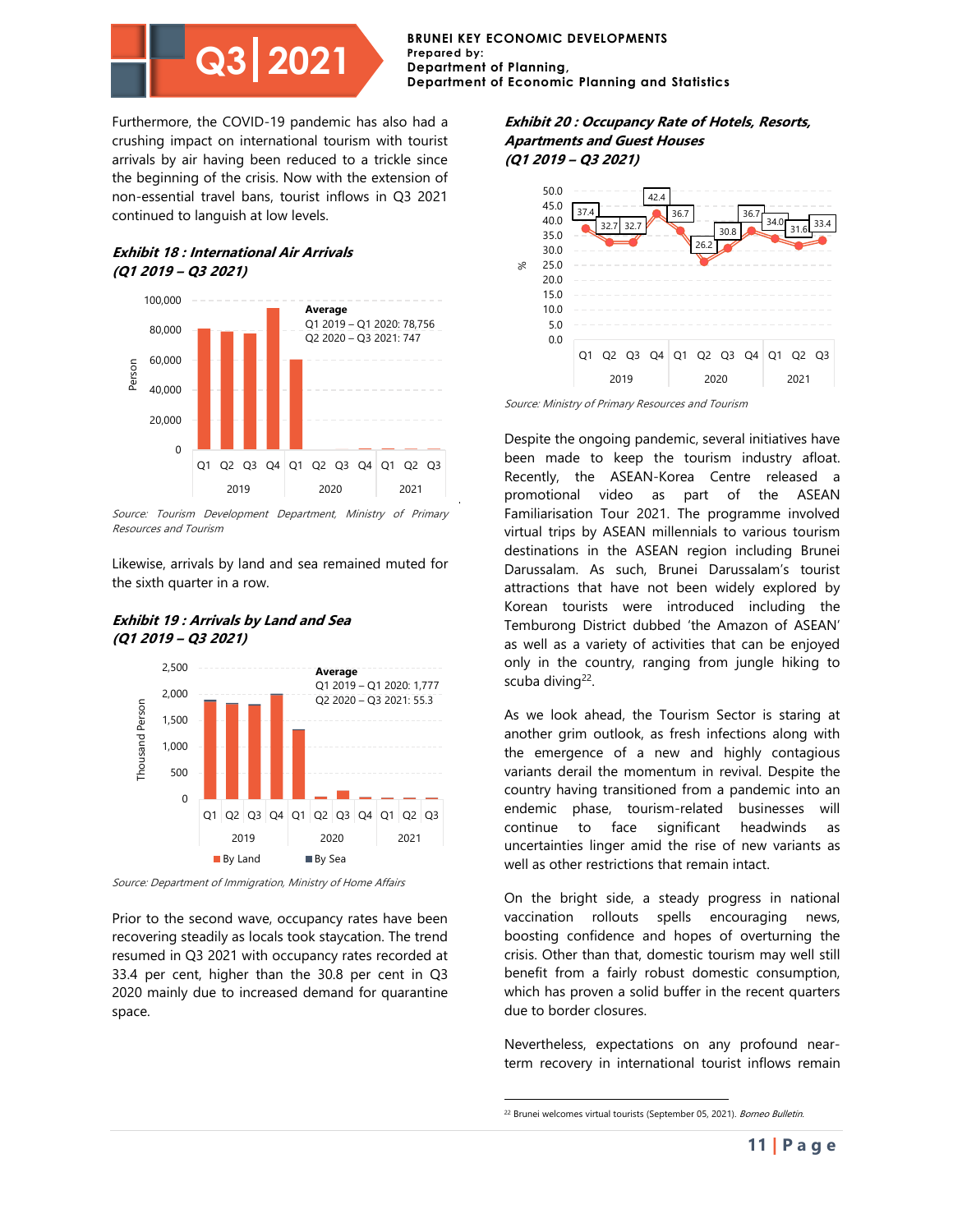Furthermore, the COVID-19 pandemic has also had a crushing impact on international tourism with tourist arrivals by air having been reduced to a trickle since the beginning of the crisis. Now with the extension of non-essential travel bans, tourist inflows in Q3 2021 continued to languish at low levels.

***Exhibit 18 : International Air Arrivals (Q1 2019 – Q3 2021)***

Average
Q1 2019 – Q1 2020: 78,756
Q2 2020 – Q3 2021: 747

*Source: Tourism Development Department, Ministry of Primary Resources and Tourism*

Likewise, arrivals by land and sea remained muted for the sixth quarter in a row.

***Exhibit 19 : Arrivals by Land and Sea (Q1 2019 – Q3 2021)***

Average
Q1 2019 – Q1 2020: 1,777
Q2 2020 – Q3 2021: 55.3

*Source: Department of Immigration, Ministry of Home Affairs*

Prior to the second wave, occupancy rates have been recovering steadily as locals took staycation. The trend resumed in Q3 2021 with occupancy rates recorded at 33.4 per cent, higher than the 30.8 per cent in Q3 2020 mainly due to increased demand for quarantine space.

***Exhibit 20 : Occupancy Rate of Hotels, Resorts, Apartments and Guest Houses (Q1 2019 – Q3 2021)***

| Year | Quarter | % |
|---|---|---|
| 2019 | Q1 | 37.4 |
| | Q2 | 32.7 |
| | Q3 | 32.7 |
| | Q4 | 42.4 |
| 2020 | Q1 | 36.7 |
| | Q2 | 26.2 |
| | Q3 | 30.8 |
| | Q4 | 36.7 |
| 2021 | Q1 | 34.0 |
| | Q2 | 31.6 |
| | Q3 | 33.4 |

*Source: Ministry of Primary Resources and Tourism*

Despite the ongoing pandemic, several initiatives have been made to keep the tourism industry afloat. Recently, the ASEAN-Korea Centre released a promotional video as part of the ASEAN Familiarisation Tour 2021. The programme involved virtual trips by ASEAN millennials to various tourism destinations in the ASEAN region including Brunei Darussalam. As such, Brunei Darussalam's tourist attractions that have not been widely explored by Korean tourists were introduced including the Temburong District dubbed 'the Amazon of ASEAN' as well as a variety of activities that can be enjoyed only in the country, ranging from jungle hiking to scuba diving[22].

As we look ahead, the Tourism Sector is staring at another grim outlook, as fresh infections along with the emergence of a new and highly contagious variants derail the momentum in revival. Despite the country having transitioned from a pandemic into an endemic phase, tourism-related businesses will continue to face significant headwinds as uncertainties linger amid the rise of new variants as well as other restrictions that remain intact.

On the bright side, a steady progress in national vaccination rollouts spells encouraging news, boosting confidence and hopes of overturning the crisis. Other than that, domestic tourism may well still benefit from a fairly robust domestic consumption, which has proven a solid buffer in the recent quarters due to border closures.

Nevertheless, expectations on any profound near-term recovery in international tourist inflows remain

[22] Brunei welcomes virtual tourists (September 05, 2021). *Borneo Bulletin.*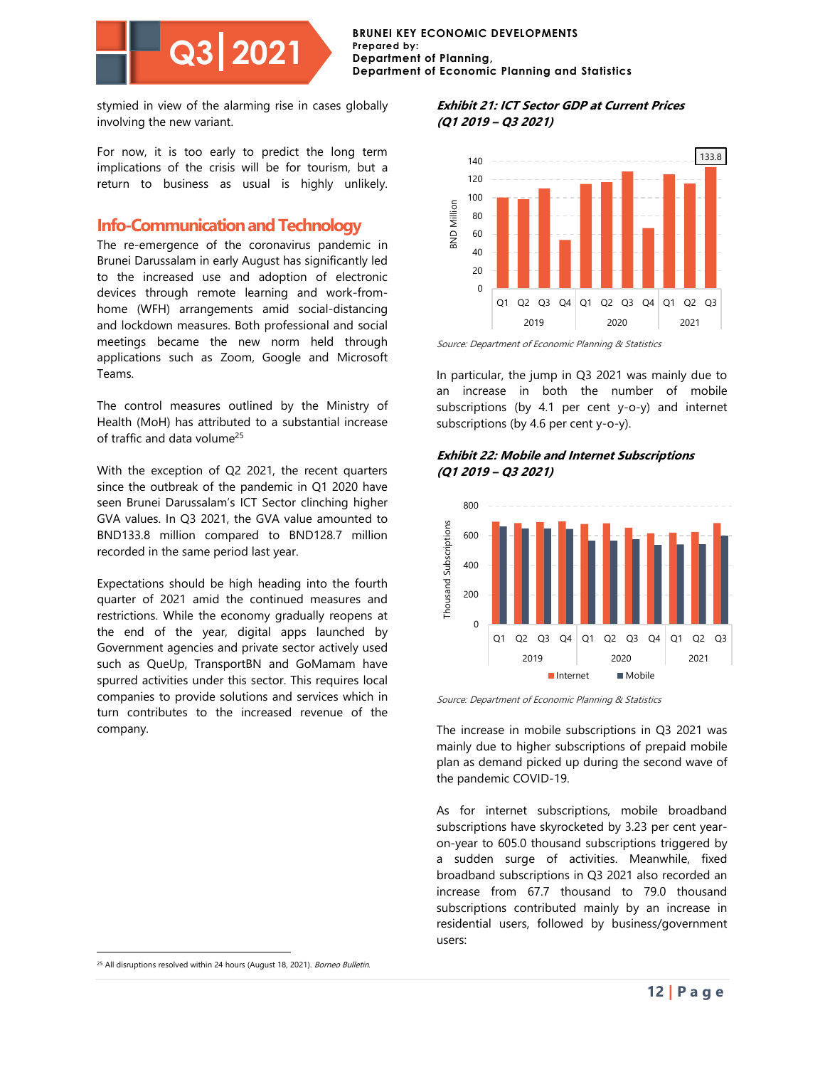stymied in view of the alarming rise in cases globally involving the new variant.

For now, it is too early to predict the long term implications of the crisis will be for tourism, but a return to business as usual is highly unlikely.

## Info-Communication and Technology

The re-emergence of the coronavirus pandemic in Brunei Darussalam in early August has significantly led to the increased use and adoption of electronic devices through remote learning and work-from-home (WFH) arrangements amid social-distancing and lockdown measures. Both professional and social meetings became the new norm held through applications such as Zoom, Google and Microsoft Teams.

The control measures outlined by the Ministry of Health (MoH) has attributed to a substantial increase of traffic and data volume[25]

With the exception of Q2 2021, the recent quarters since the outbreak of the pandemic in Q1 2020 have seen Brunei Darussalam's ICT Sector clinching higher GVA values. In Q3 2021, the GVA value amounted to BND133.8 million compared to BND128.7 million recorded in the same period last year.

Expectations should be high heading into the fourth quarter of 2021 amid the continued measures and restrictions. While the economy gradually reopens at the end of the year, digital apps launched by Government agencies and private sector actively used such as QueUp, TransportBN and GoMamam have spurred activities under this sector. This requires local companies to provide solutions and services which in turn contributes to the increased revenue of the company.

***Exhibit 21: ICT Sector GDP at Current Prices (Q1 2019 – Q3 2021)***

*Source: Department of Economic Planning & Statistics*

In particular, the jump in Q3 2021 was mainly due to an increase in both the number of mobile subscriptions (by 4.1 per cent y-o-y) and internet subscriptions (by 4.6 per cent y-o-y).

***Exhibit 22: Mobile and Internet Subscriptions (Q1 2019 – Q3 2021)***

*Source: Department of Economic Planning & Statistics*

The increase in mobile subscriptions in Q3 2021 was mainly due to higher subscriptions of prepaid mobile plan as demand picked up during the second wave of the pandemic COVID-19.

As for internet subscriptions, mobile broadband subscriptions have skyrocketed by 3.23 per cent year-on-year to 605.0 thousand subscriptions triggered by a sudden surge of activities. Meanwhile, fixed broadband subscriptions in Q3 2021 also recorded an increase from 67.7 thousand to 79.0 thousand subscriptions contributed mainly by an increase in residential users, followed by business/government users:

---

[25] All disruptions resolved within 24 hours (August 18, 2021). *Borneo Bulletin.*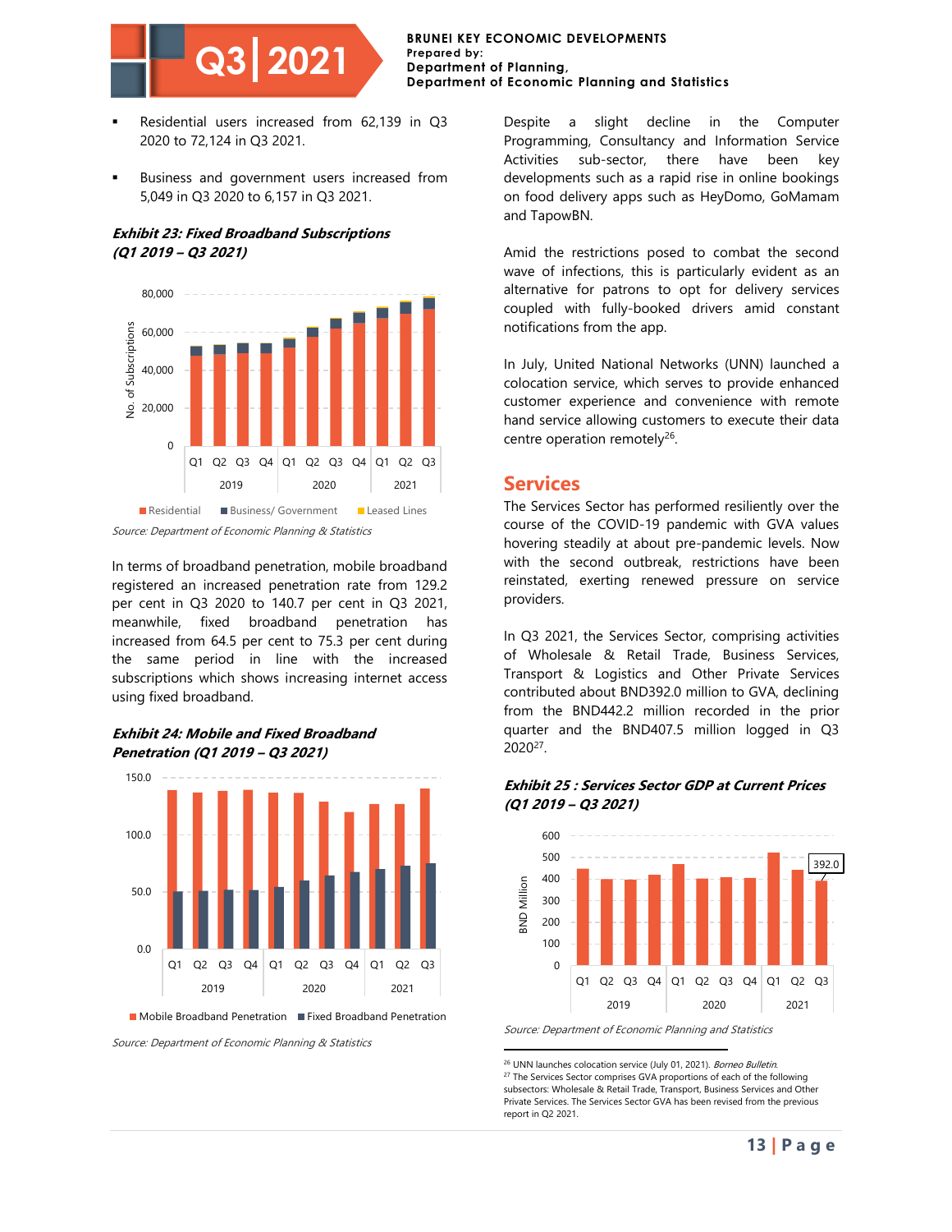- Residential users increased from 62,139 in Q3 2020 to 72,124 in Q3 2021.
- Business and government users increased from 5,049 in Q3 2020 to 6,157 in Q3 2021.

***Exhibit 23: Fixed Broadband Subscriptions (Q1 2019 – Q3 2021)***

*Source: Department of Economic Planning & Statistics*

In terms of broadband penetration, mobile broadband registered an increased penetration rate from 129.2 per cent in Q3 2020 to 140.7 per cent in Q3 2021, meanwhile, fixed broadband penetration has increased from 64.5 per cent to 75.3 per cent during the same period in line with the increased subscriptions which shows increasing internet access using fixed broadband.

***Exhibit 24: Mobile and Fixed Broadband Penetration (Q1 2019 – Q3 2021)***

*Source: Department of Economic Planning & Statistics*

Despite a slight decline in the Computer Programming, Consultancy and Information Service Activities sub-sector, there have been key developments such as a rapid rise in online bookings on food delivery apps such as HeyDomo, GoMamam and TapowBN.

Amid the restrictions posed to combat the second wave of infections, this is particularly evident as an alternative for patrons to opt for delivery services coupled with fully-booked drivers amid constant notifications from the app.

In July, United National Networks (UNN) launched a colocation service, which serves to provide enhanced customer experience and convenience with remote hand service allowing customers to execute their data centre operation remotely[26].

## Services

The Services Sector has performed resiliently over the course of the COVID-19 pandemic with GVA values hovering steadily at about pre-pandemic levels. Now with the second outbreak, restrictions have been reinstated, exerting renewed pressure on service providers.

In Q3 2021, the Services Sector, comprising activities of Wholesale & Retail Trade, Business Services, Transport & Logistics and Other Private Services contributed about BND392.0 million to GVA, declining from the BND442.2 million recorded in the prior quarter and the BND407.5 million logged in Q3 2020[27].

***Exhibit 25 : Services Sector GDP at Current Prices (Q1 2019 – Q3 2021)***

*Source: Department of Economic Planning and Statistics*

---

[26] UNN launches colocation service (July 01, 2021). *Borneo Bulletin*.

[27] The Services Sector comprises GVA proportions of each of the following subsectors: Wholesale & Retail Trade, Transport, Business Services and Other Private Services. The Services Sector GVA has been revised from the previous report in Q2 2021.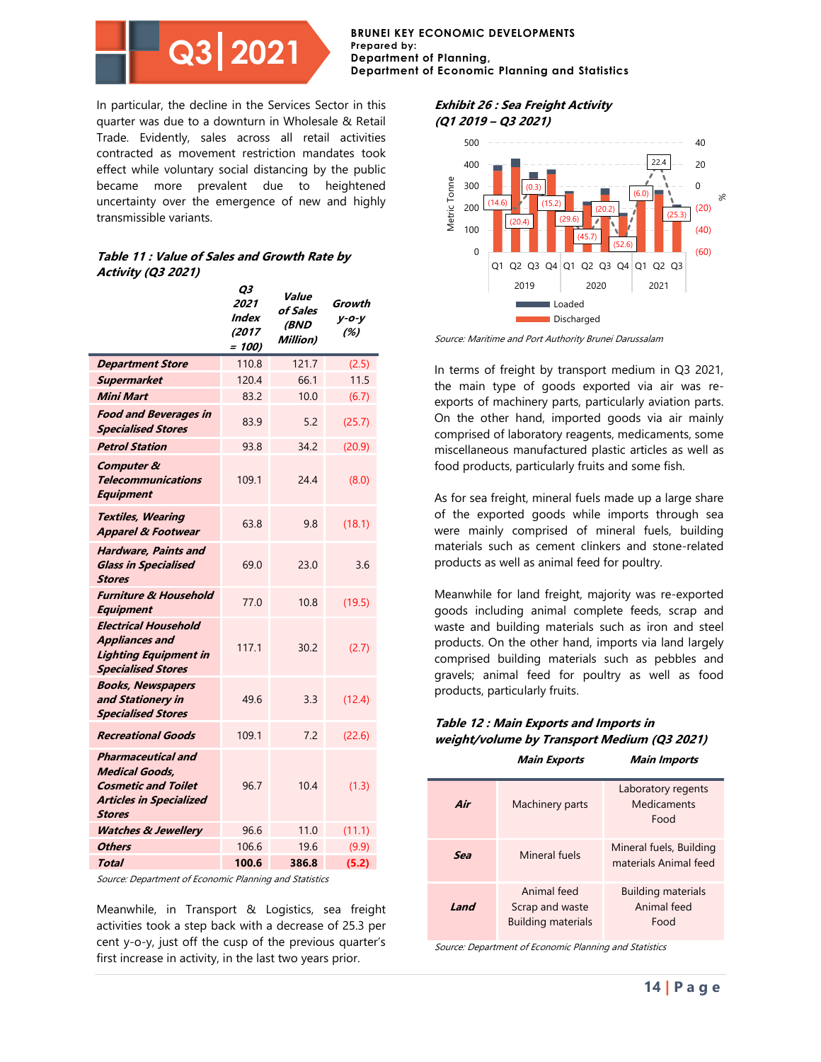In particular, the decline in the Services Sector in this quarter was due to a downturn in Wholesale & Retail Trade. Evidently, sales across all retail activities contracted as movement restriction mandates took effect while voluntary social distancing by the public became more prevalent due to heightened uncertainty over the emergence of new and highly transmissible variants.

***Table 11 : Value of Sales and Growth Rate by Activity (Q3 2021)***

| | Q3 2021 Index (2017 = 100) | Value of Sales (BND Million) | Growth y-o-y (%) |
|---|---|---|---|
| ***Department Store*** | 110.8 | 121.7 | (2.5) |
| ***Supermarket*** | 120.4 | 66.1 | 11.5 |
| ***Mini Mart*** | 83.2 | 10.0 | (6.7) |
| ***Food and Beverages in Specialised Stores*** | 83.9 | 5.2 | (25.7) |
| ***Petrol Station*** | 93.8 | 34.2 | (20.9) |
| ***Computer & Telecommunications Equipment*** | 109.1 | 24.4 | (8.0) |
| ***Textiles, Wearing Apparel & Footwear*** | 63.8 | 9.8 | (18.1) |
| ***Hardware, Paints and Glass in Specialised Stores*** | 69.0 | 23.0 | 3.6 |
| ***Furniture & Household Equipment*** | 77.0 | 10.8 | (19.5) |
| ***Electrical Household Appliances and Lighting Equipment in Specialised Stores*** | 117.1 | 30.2 | (2.7) |
| ***Books, Newspapers and Stationery in Specialised Stores*** | 49.6 | 3.3 | (12.4) |
| ***Recreational Goods*** | 109.1 | 7.2 | (22.6) |
| ***Pharmaceutical and Medical Goods, Cosmetic and Toilet Articles in Specialized Stores*** | 96.7 | 10.4 | (1.3) |
| ***Watches & Jewellery*** | 96.6 | 11.0 | (11.1) |
| ***Others*** | 106.6 | 19.6 | (9.9) |
| ***Total*** | **100.6** | **386.8** | **(5.2)** |

*Source: Department of Economic Planning and Statistics*

Meanwhile, in Transport & Logistics, sea freight activities took a step back with a decrease of 25.3 per cent y-o-y, just off the cusp of the previous quarter's first increase in activity, in the last two years prior.

***Exhibit 26 : Sea Freight Activity (Q1 2019 – Q3 2021)***

| Year | Quarter | Growth (%) |
|---|---|---|
| 2019 | Q1 | (14.6) |
| 2019 | Q2 | (20.4) |
| 2019 | Q3 | (0.3) |
| 2019 | Q4 | (15.2) |
| 2020 | Q1 | (29.6) |
| 2020 | Q2 | (45.7) |
| 2020 | Q3 | (20.2) |
| 2020 | Q4 | (52.6) |
| 2021 | Q1 | (6.0) |
| 2021 | Q2 | 22.4 |
| 2021 | Q3 | (25.3) |

Metric Tonne: Loaded, Discharged

*Source: Maritime and Port Authority Brunei Darussalam*

In terms of freight by transport medium in Q3 2021, the main type of goods exported via air was re-exports of machinery parts, particularly aviation parts. On the other hand, imported goods via air mainly comprised of laboratory reagents, medicaments, some miscellaneous manufactured plastic articles as well as food products, particularly fruits and some fish.

As for sea freight, mineral fuels made up a large share of the exported goods while imports through sea were mainly comprised of mineral fuels, building materials such as cement clinkers and stone-related products as well as animal feed for poultry.

Meanwhile for land freight, majority was re-exported goods including animal complete feeds, scrap and waste and building materials such as iron and steel products. On the other hand, imports via land largely comprised building materials such as pebbles and gravels; animal feed for poultry as well as food products, particularly fruits.

***Table 12 : Main Exports and Imports in weight/volume by Transport Medium (Q3 2021)***

| | *Main Exports* | *Main Imports* |
|---|---|---|
| ***Air*** | Machinery parts | Laboratory regents<br>Medicaments<br>Food |
| ***Sea*** | Mineral fuels | Mineral fuels, Building materials Animal feed |
| ***Land*** | Animal feed<br>Scrap and waste<br>Building materials | Building materials<br>Animal feed<br>Food |

*Source: Department of Economic Planning and Statistics*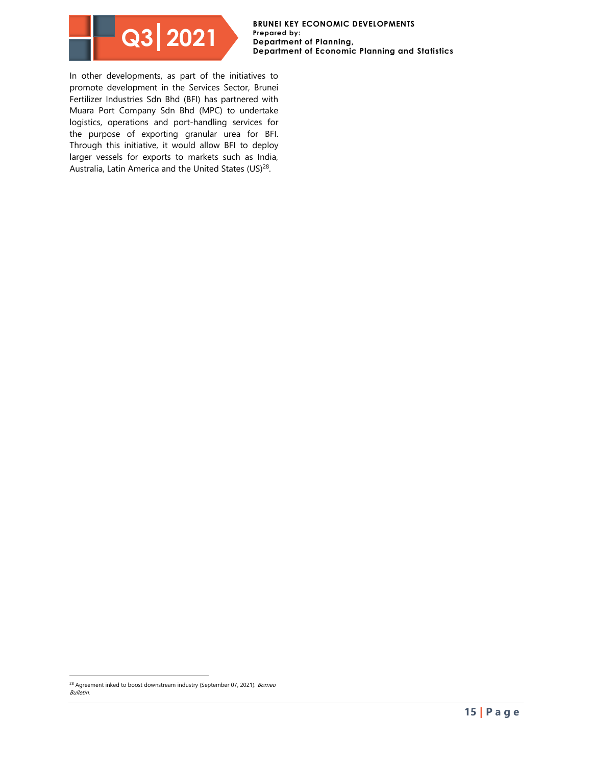In other developments, as part of the initiatives to promote development in the Services Sector, Brunei Fertilizer Industries Sdn Bhd (BFI) has partnered with Muara Port Company Sdn Bhd (MPC) to undertake logistics, operations and port-handling services for the purpose of exporting granular urea for BFI. Through this initiative, it would allow BFI to deploy larger vessels for exports to markets such as India, Australia, Latin America and the United States (US)[28].

---

[28] Agreement inked to boost downstream industry (September 07, 2021). *Borneo Bulletin*.